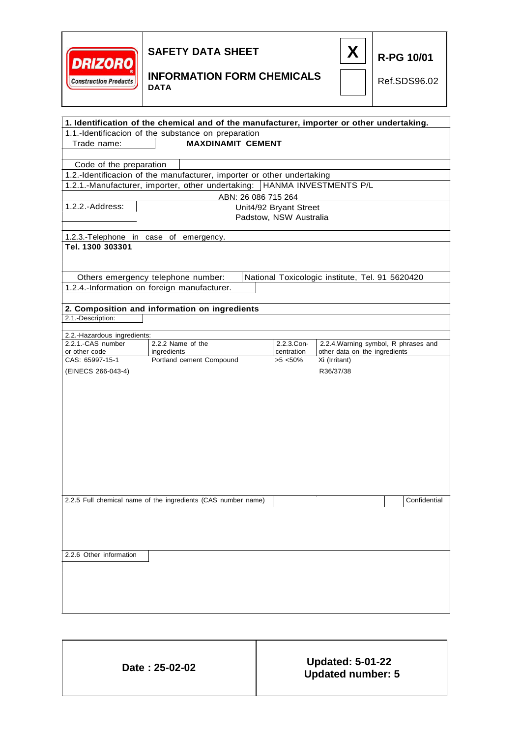**DRIZORO** Construction Products

## SAFETY DATA SHEET

## INFORMATION FORM CHEMICALS DATA

| X | R-PG 10/01 |
|---|---|
| | Ref.SDS96.02 |

### 1. Identification of the chemical and of the manufacturer, importer or other undertaking.

1.1.-Identificacion of the substance on preparation

Trade name: **MAXDINAMIT CEMENT**

Code of the preparation

1.2.-Identificacion of the manufacturer, importer or other undertaking

1.2.1.-Manufacturer, importer, other undertaking: HANMA INVESTMENTS P/L

ABN: 26 086 715 264

1.2.2.-Address: Unit4/92 Bryant Street
Padstow, NSW Australia

1.2.3.-Telephone in case of emergency.

**Tel. 1300 303301**

Others emergency telephone number: National Toxicologic institute, Tel. 91 5620420

1.2.4.-Information on foreign manufacturer.

### 2. Composition and information on ingredients

2.1.-Description:

2.2.-Hazardous ingredients:

| 2.2.1.-CAS number or other code | 2.2.2 Name of the ingredients | 2.2.3.Con-centration | 2.2.4.Warning symbol, R phrases and other data on the ingredients |
|---|---|---|---|
| CAS: 65997-15-1 | Portland cement Compound | >5 <50% | Xi (Irritant) |
| (EINECS 266-043-4) | | | R36/37/38 |

2.2.5 Full chemical name of the ingredients (CAS number name) — Confidential

2.2.6 Other information

| Date : 25-02-02 | Updated: 5-01-22<br>Updated number: 5 |
|---|---|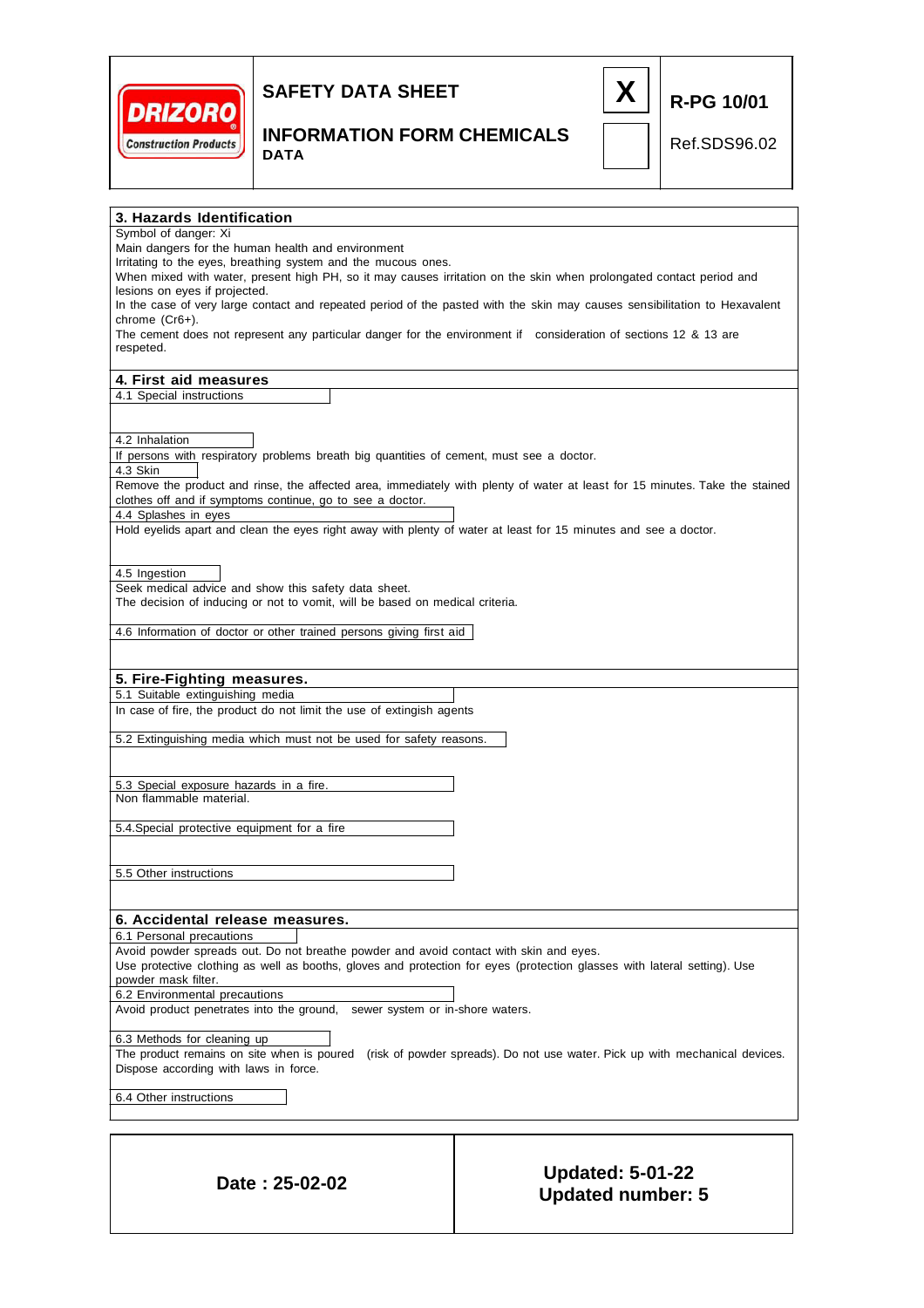## 3. Hazards Identification

Symbol of danger: Xi

Main dangers for the human health and environment

Irritating to the eyes, breathing system and the mucous ones.

When mixed with water, present high PH, so it may causes irritation on the skin when prolongated contact period and lesions on eyes if projected.

In the case of very large contact and repeated period of the pasted with the skin may causes sensibilitation to Hexavalent chrome (Cr6+).

The cement does not represent any particular danger for the environment if consideration of sections 12 & 13 are respeted.

## 4. First aid measures

### 4.1 Special instructions

### 4.2 Inhalation

If persons with respiratory problems breath big quantities of cement, must see a doctor.

### 4.3 Skin

Remove the product and rinse, the affected area, immediately with plenty of water at least for 15 minutes. Take the stained clothes off and if symptoms continue, go to see a doctor.

### 4.4 Splashes in eyes

Hold eyelids apart and clean the eyes right away with plenty of water at least for 15 minutes and see a doctor.

### 4.5 Ingestion

Seek medical advice and show this safety data sheet.

The decision of inducing or not to vomit, will be based on medical criteria.

### 4.6 Information of doctor or other trained persons giving first aid

## 5. Fire-Fighting measures.

### 5.1 Suitable extinguishing media

In case of fire, the product do not limit the use of extingish agents

### 5.2 Extinguishing media which must not be used for safety reasons.

### 5.3 Special exposure hazards in a fire.

Non flammable material.

### 5.4.Special protective equipment for a fire

### 5.5 Other instructions

## 6. Accidental release measures.

### 6.1 Personal precautions

Avoid powder spreads out. Do not breathe powder and avoid contact with skin and eyes.

Use protective clothing as well as booths, gloves and protection for eyes (protection glasses with lateral setting). Use powder mask filter.

### 6.2 Environmental precautions

Avoid product penetrates into the ground, sewer system or in-shore waters.

### 6.3 Methods for cleaning up

The product remains on site when is poured (risk of powder spreads). Do not use water. Pick up with mechanical devices. Dispose according with laws in force.

### 6.4 Other instructions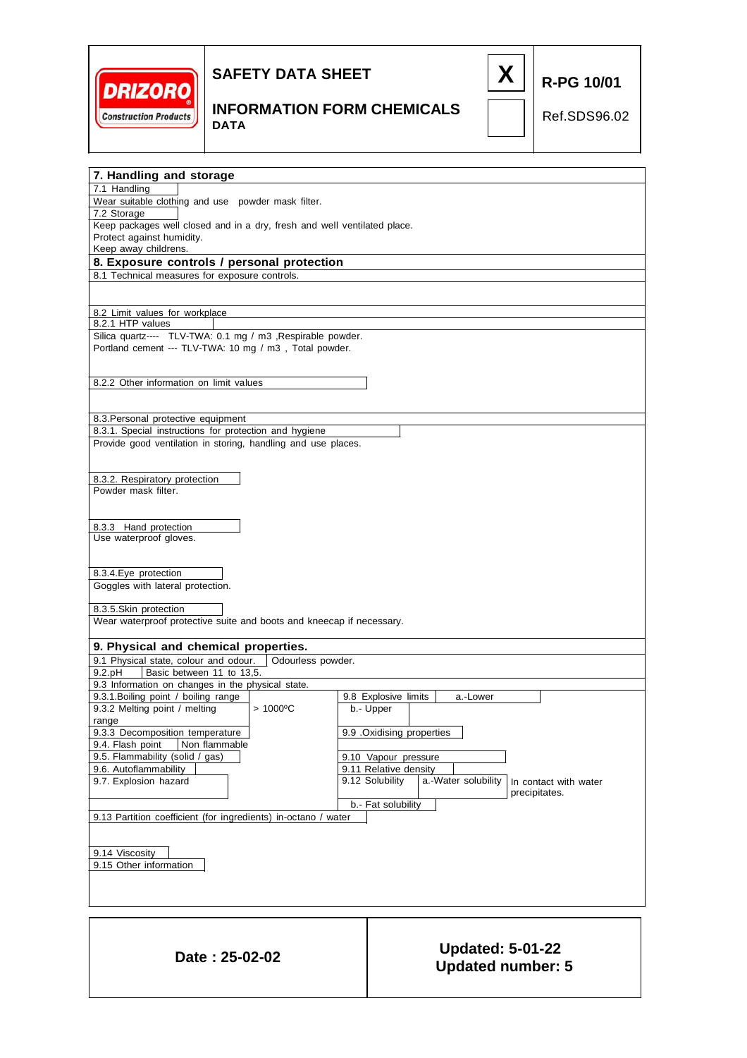# SAFETY DATA SHEET

## INFORMATION FORM CHEMICALS DATA

R-PG 10/01

Ref.SDS96.02

## 7. Handling and storage

7.1 Handling

Wear suitable clothing and use powder mask filter.

7.2 Storage

Keep packages well closed and in a dry, fresh and well ventilated place.
Protect against humidity.
Keep away childrens.

## 8. Exposure controls / personal protection

8.1 Technical measures for exposure controls.

8.2 Limit values for workplace

8.2.1 HTP values

Silica quartz---- TLV-TWA: 0.1 mg / m3 ,Respirable powder.
Portland cement --- TLV-TWA: 10 mg / m3 , Total powder.

8.2.2 Other information on limit values

8.3.Personal protective equipment

8.3.1. Special instructions for protection and hygiene

Provide good ventilation in storing, handling and use places.

8.3.2. Respiratory protection

Powder mask filter.

8.3.3 Hand protection

Use waterproof gloves.

8.3.4.Eye protection

Goggles with lateral protection.

8.3.5.Skin protection

Wear waterproof protective suite and boots and kneecap if necessary.

## 9. Physical and chemical properties.

9.1 Physical state, colour and odour. | Odourless powder.

9.2.pH | Basic between 11 to 13,5.

9.3 Information on changes in the physical state.

| | | | | |
|---|---|---|---|---|
| 9.3.1.Boiling point / boiling range | | 9.8 Explosive limits | a.-Lower | |
| 9.3.2 Melting point / melting range | > 1000ºC | | b.- Upper | |
| 9.3.3 Decomposition temperature | | 9.9 .Oxidising properties | | |
| 9.4. Flash point | Non flammable | | | |
| 9.5. Flammability (solid / gas) | | 9.10 Vapour pressure | | |
| 9.6. Autoflammability | | 9.11 Relative density | | |
| 9.7. Explosion hazard | | 9.12 Solubility | a.-Water solubility | In contact with water precipitates. |
| | | | b.- Fat solubility | |

9.13 Partition coefficient (for ingredients) in-octano / water

9.14 Viscosity

9.15 Other information

**Date : 25-02-02**

**Updated: 5-01-22**
**Updated number: 5**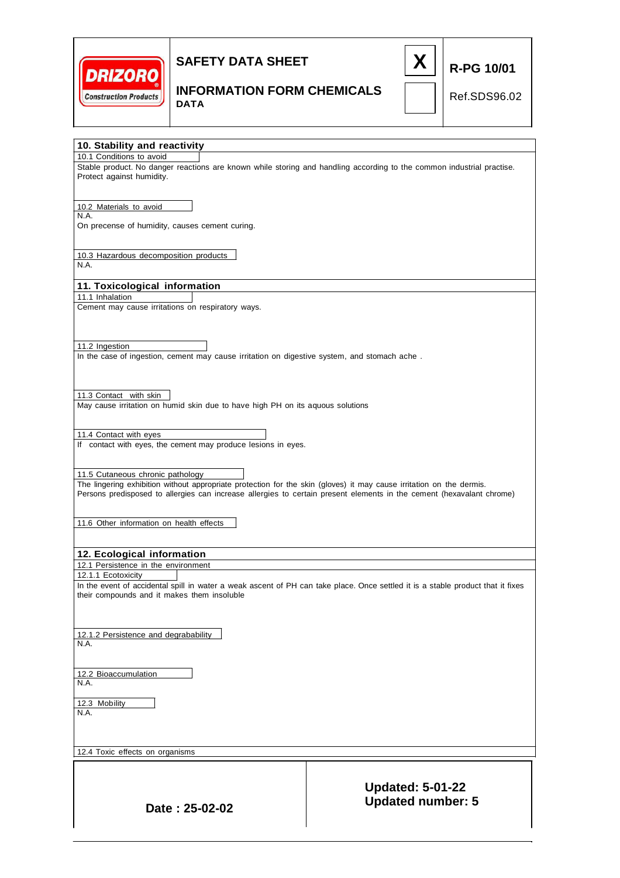## 10. Stability and reactivity

### 10.1 Conditions to avoid

Stable product. No danger reactions are known while storing and handling according to the common industrial practise. Protect against humidity.

### 10.2 Materials to avoid

N.A.

On precense of humidity, causes cement curing.

### 10.3 Hazardous decomposition products

N.A.

## 11. Toxicological information

### 11.1 Inhalation

Cement may cause irritations on respiratory ways.

### 11.2 Ingestion

In the case of ingestion, cement may cause irritation on digestive system, and stomach ache .

### 11.3 Contact with skin

May cause irritation on humid skin due to have high PH on its aquous solutions

### 11.4 Contact with eyes

If contact with eyes, the cement may produce lesions in eyes.

### 11.5 Cutaneous chronic pathology

The lingering exhibition without appropriate protection for the skin (gloves) it may cause irritation on the dermis. Persons predisposed to allergies can increase allergies to certain present elements in the cement (hexavalant chrome)

### 11.6 Other information on health effects

## 12. Ecological information

### 12.1 Persistence in the environment

#### 12.1.1 Ecotoxicity

In the event of accidental spill in water a weak ascent of PH can take place. Once settled it is a stable product that it fixes their compounds and it makes them insoluble

#### 12.1.2 Persistence and degrabability

N.A.

### 12.2 Bioaccumulation

N.A.

### 12.3 Mobility

N.A.

### 12.4 Toxic effects on organisms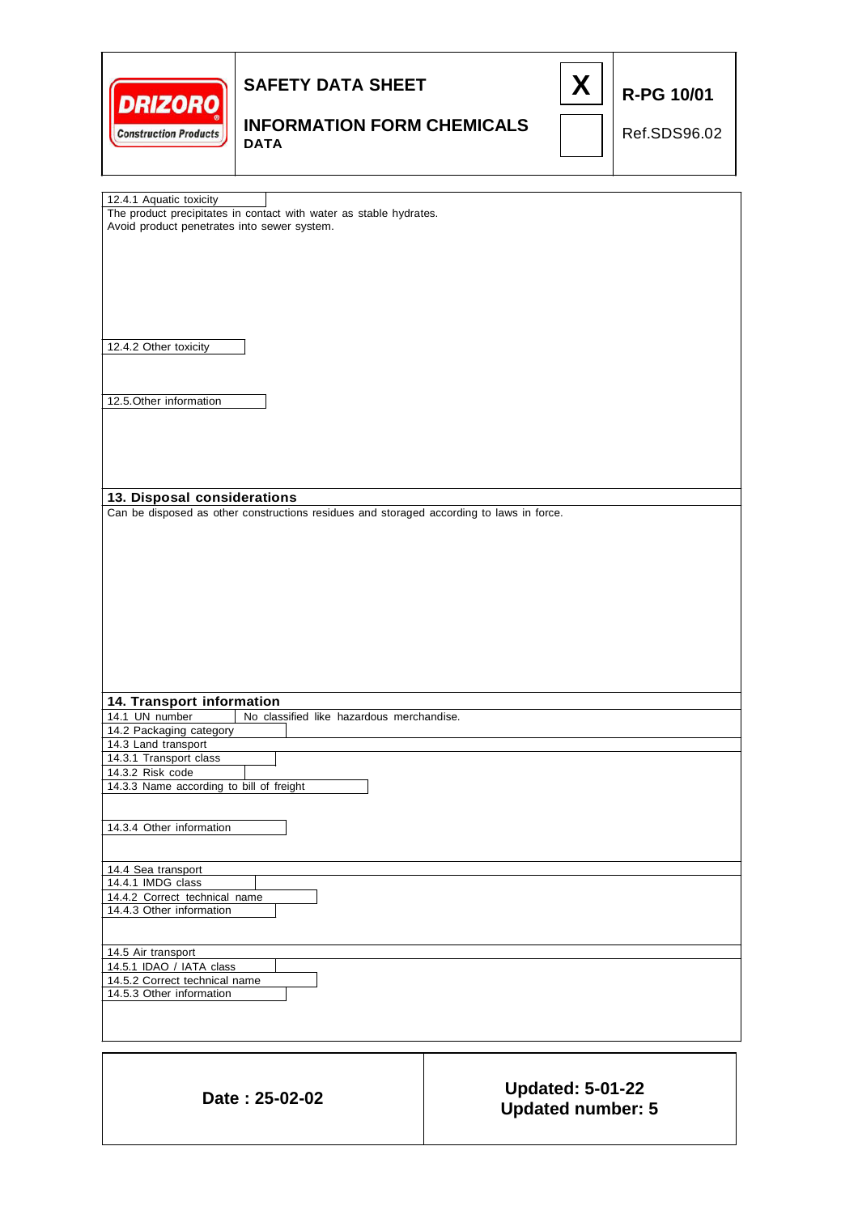12.4.1 Aquatic toxicity

The product precipitates in contact with water as stable hydrates.
Avoid product penetrates into sewer system.

12.4.2 Other toxicity

12.5.Other information

## 13. Disposal considerations

Can be disposed as other constructions residues and storaged according to laws in force.

## 14. Transport information

| 14.1 UN number | No classified like hazardous merchandise. |
|---|---|

14.2 Packaging category

14.3 Land transport

14.3.1 Transport class

14.3.2 Risk code

14.3.3 Name according to bill of freight

14.3.4 Other information

14.4 Sea transport

14.4.1 IMDG class

14.4.2 Correct technical name

14.4.3 Other information

14.5 Air transport

14.5.1 IDAO / IATA class

14.5.2 Correct technical name

14.5.3 Other information

| Date : 25-02-02 | Updated: 5-01-22<br>Updated number: 5 |
|---|---|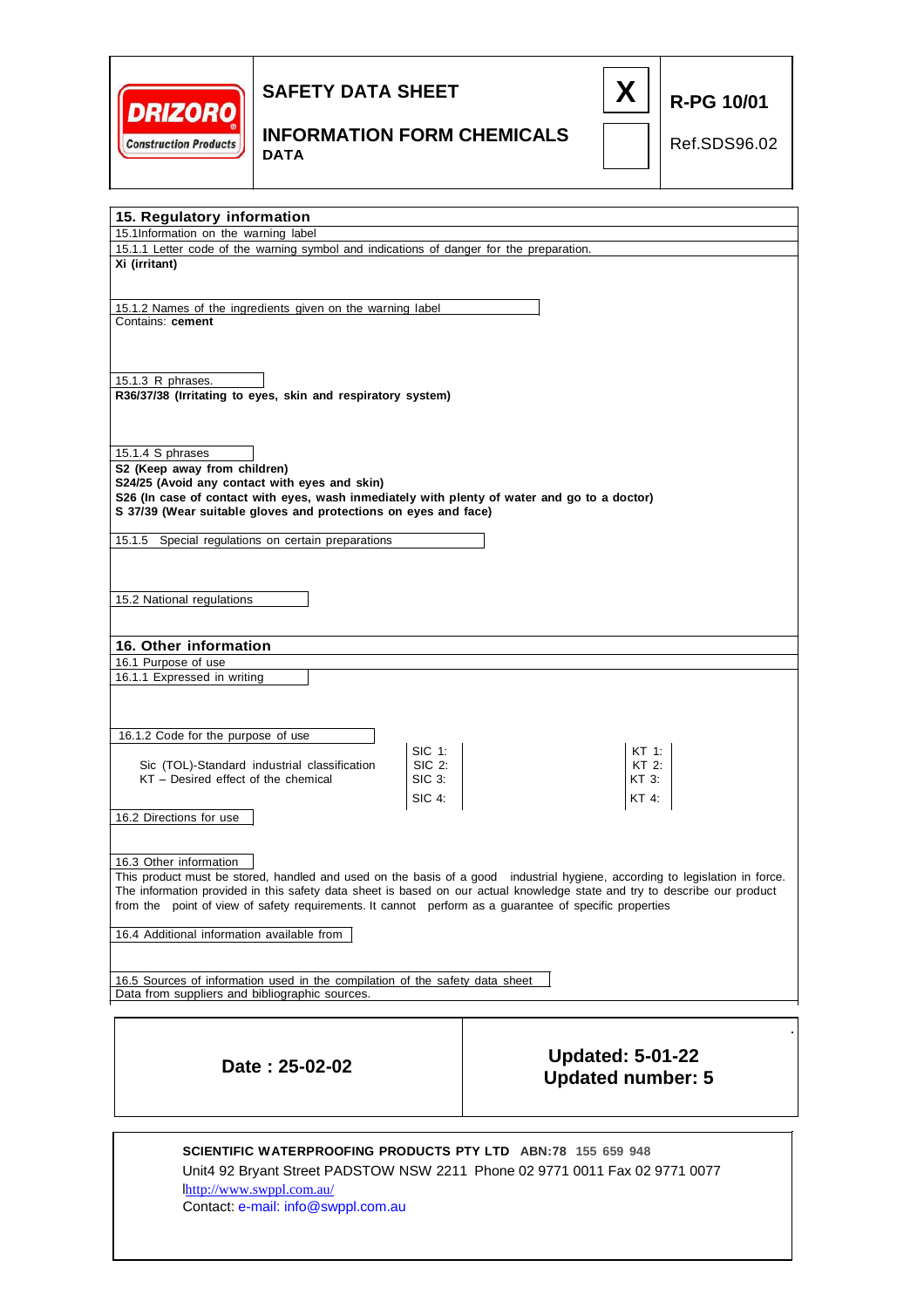| DRIZORO Construction Products | SAFETY DATA SHEET<br><br>INFORMATION FORM CHEMICALS DATA | X | R-PG 10/01<br><br>Ref.SDS96.02 |
|---|---|---|---|

## 15. Regulatory information

15.1Information on the warning label

15.1.1 Letter code of the warning symbol and indications of danger for the preparation.

**Xi (irritant)**

15.1.2 Names of the ingredients given on the warning label

Contains: **cement**

15.1.3 R phrases.

**R36/37/38 (Irritating to eyes, skin and respiratory system)**

15.1.4 S phrases

**S2 (Keep away from children)**
**S24/25 (Avoid any contact with eyes and skin)**
**S26 (In case of contact with eyes, wash inmediately with plenty of water and go to a doctor)**
**S 37/39 (Wear suitable gloves and protections on eyes and face)**

15.1.5 Special regulations on certain preparations

15.2 National regulations

## 16. Other information

16.1 Purpose of use

16.1.1 Expressed in writing

16.1.2 Code for the purpose of use

| | | |
|---|---|---|
| Sic (TOL)-Standard industrial classification<br>KT – Desired effect of the chemical | SIC 1:<br>SIC 2:<br>SIC 3:<br>SIC 4: | KT 1:<br>KT 2:<br>KT 3:<br>KT 4: |

16.2 Directions for use

16.3 Other information

This product must be stored, handled and used on the basis of a good industrial hygiene, according to legislation in force. The information provided in this safety data sheet is based on our actual knowledge state and try to describe our product from the point of view of safety requirements. It cannot perform as a guarantee of specific properties

16.4 Additional information available from

16.5 Sources of information used in the compilation of the safety data sheet

Data from suppliers and bibliographic sources.

| | |
|---|---|
| **Date : 25-02-02** | **Updated: 5-01-22**<br>**Updated number: 5** |

**SCIENTIFIC WATERPROOFING PRODUCTS PTY LTD ABN:78 155 659 948**
Unit4 92 Bryant Street PADSTOW NSW 2211 Phone 02 9771 0011 Fax 02 9771 0077
http://www.swppl.com.au/
Contact: e-mail: info@swppl.com.au